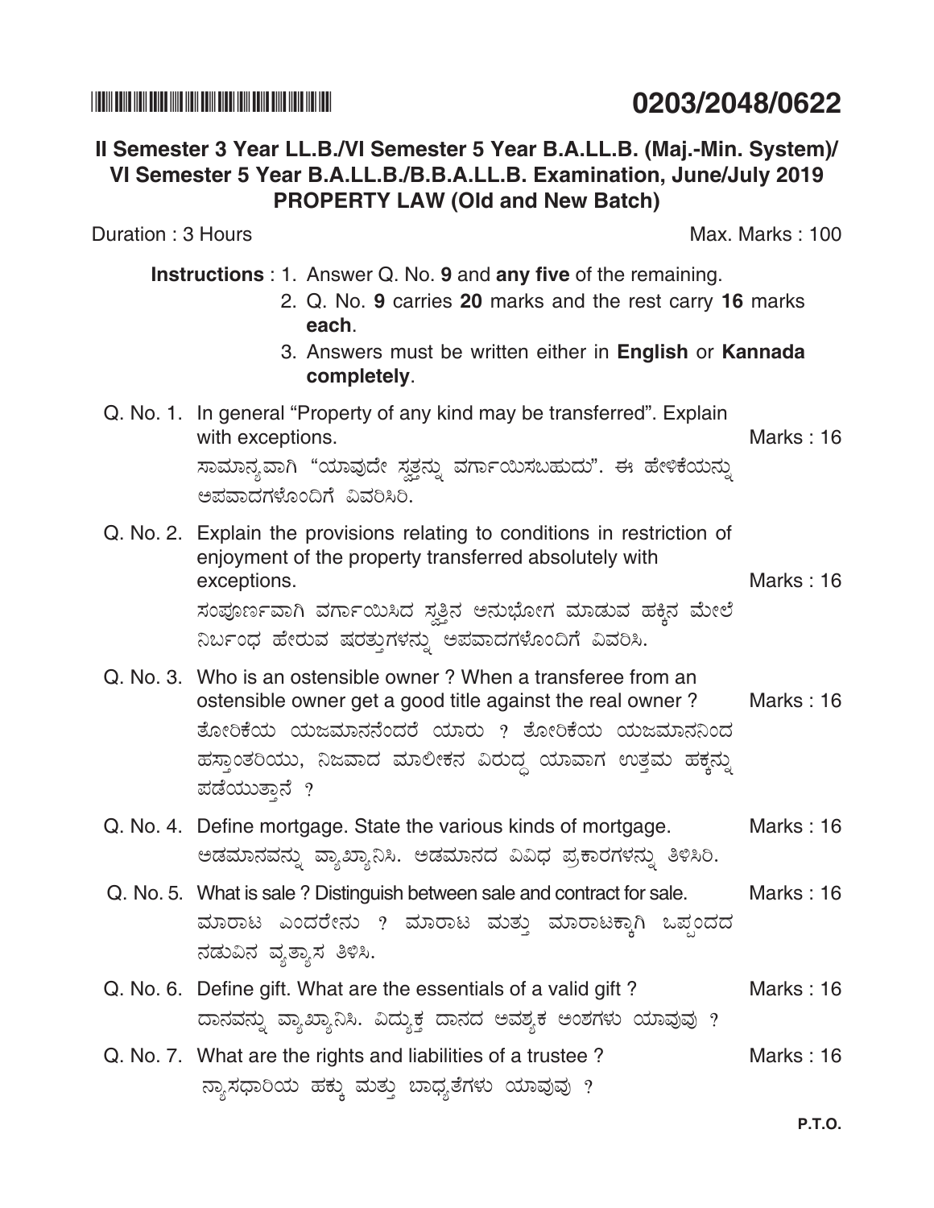**0203/2048/0622**

## II Semester 3 Year LL.B./VI Semester 5 Year B.A.LL.B. (Maj.-Min. System)/ VI Semester 5 Year B.A.LL.B./B.B.A.LL.B. Examination, June/July 2019
## PROPERTY LAW (Old and New Batch)

Duration : 3 Hours Max. Marks : 100

**Instructions** : 1. Answer Q. No. **9** and **any five** of the remaining.
2. Q. No. **9** carries **20** marks and the rest carry **16** marks **each**.
3. Answers must be written either in **English** or **Kannada completely**.

Q. No. 1. In general "Property of any kind may be transferred". Explain with exceptions. Marks : 16

ಸಾಮಾನ್ಯವಾಗಿ "ಯಾವುದೇ ಸ್ವತ್ತನ್ನು ವರ್ಗಾಯಿಸಬಹುದು". ಈ ಹೇಳಿಕೆಯನ್ನು ಅಪವಾದಗಳೊಂದಿಗೆ ವಿವರಿಸಿರಿ.

Q. No. 2. Explain the provisions relating to conditions in restriction of enjoyment of the property transferred absolutely with exceptions. Marks : 16

ಸಂಪೂರ್ಣವಾಗಿ ವರ್ಗಾಯಿಸಿದ ಸ್ವತ್ತಿನ ಅನುಭೋಗ ಮಾಡುವ ಹಕ್ಕಿನ ಮೇಲೆ ನಿರ್ಬಂಧ ಹೇರುವ ಷರತ್ತುಗಳನ್ನು ಅಪವಾದಗಳೊಂದಿಗೆ ವಿವರಿಸಿ.

Q. No. 3. Who is an ostensible owner ? When a transferee from an ostensible owner get a good title against the real owner ? Marks : 16

ತೋರಿಕೆಯ ಯಜಮಾನನೆಂದರೆ ಯಾರು ? ತೋರಿಕೆಯ ಯಜಮಾನನಿಂದ ಹಸ್ತಾಂತರಿಯು, ನಿಜವಾದ ಮಾಲೀಕನ ವಿರುದ್ಧ ಯಾವಾಗ ಉತ್ತಮ ಹಕ್ಕನ್ನು ಪಡೆಯುತ್ತಾನೆ ?

Q. No. 4. Define mortgage. State the various kinds of mortgage. Marks : 16

ಅಡಮಾನವನ್ನು ವ್ಯಾಖ್ಯಾನಿಸಿ. ಅಡಮಾನದ ವಿವಿಧ ಪ್ರಕಾರಗಳನ್ನು ತಿಳಿಸಿರಿ.

Q. No. 5. What is sale ? Distinguish between sale and contract for sale. Marks : 16

ಮಾರಾಟ ಎಂದರೇನು ? ಮಾರಾಟ ಮತ್ತು ಮಾರಾಟಕ್ಕಾಗಿ ಒಪ್ಪಂದದ ನಡುವಿನ ವ್ಯತ್ಯಾಸ ತಿಳಿಸಿ.

Q. No. 6. Define gift. What are the essentials of a valid gift ? Marks : 16

ದಾನವನ್ನು ವ್ಯಾಖ್ಯಾನಿಸಿ. ವಿದ್ಯುಕ್ತ ದಾನದ ಅವಶ್ಯಕ ಅಂಶಗಳು ಯಾವುವು ?

Q. No. 7. What are the rights and liabilities of a trustee ? Marks : 16

ನ್ಯಾಸಧಾರಿಯ ಹಕ್ಕು ಮತ್ತು ಬಾಧ್ಯತೆಗಳು ಯಾವುವು ?

P.T.O.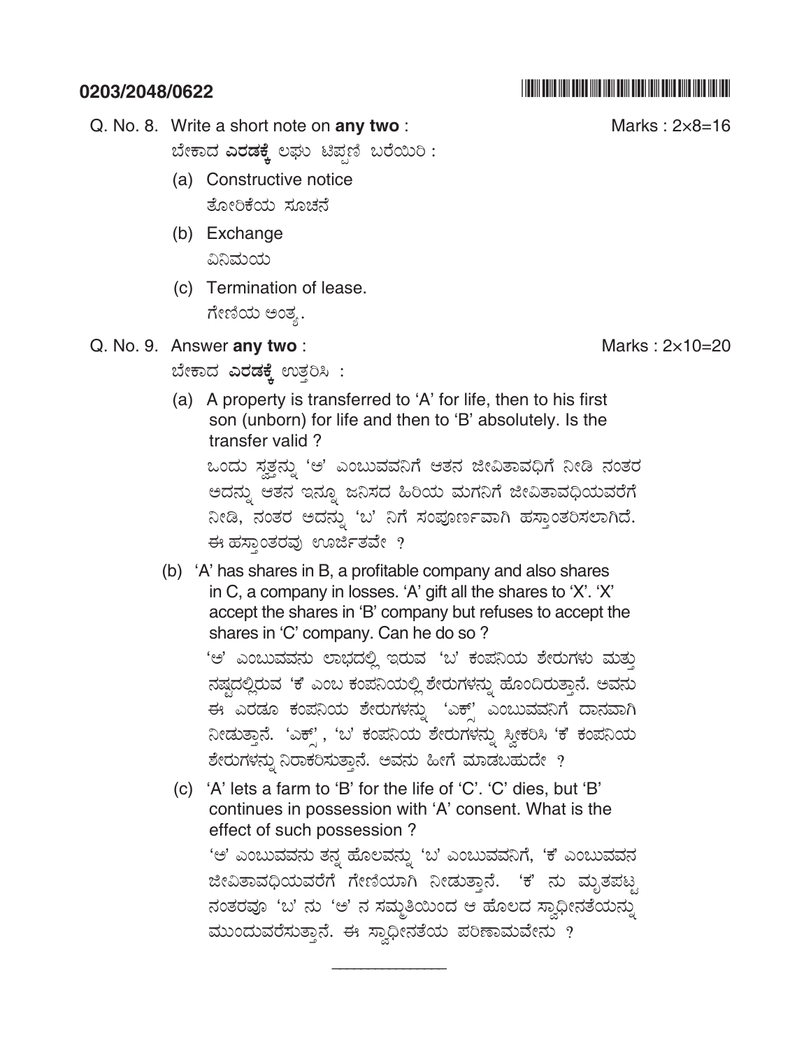0203/2048/0622

Q. No. 8. Write a short note on **any two** : Marks : 2×8=16

ಬೇಕಾದ **ಎರಡಕ್ಕೆ** ಲಘು ಟಿಪ್ಪಣಿ ಬರೆಯಿರಿ :

(a) Constructive notice
ತೋರಿಕೆಯ ಸೂಚನೆ

(b) Exchange
ವಿನಿಮಯ

(c) Termination of lease.
ಗೇಣಿಯ ಅಂತ್ಯ.

Q. No. 9. Answer **any two** : Marks : 2×10=20

ಬೇಕಾದ **ಎರಡಕ್ಕೆ** ಉತ್ತರಿಸಿ :

(a) A property is transferred to 'A' for life, then to his first son (unborn) for life and then to 'B' absolutely. Is the transfer valid ?

ಒಂದು ಸ್ವತ್ತನ್ನು 'ಅ' ಎಂಬುವವನಿಗೆ ಆತನ ಜೀವಿತಾವಧಿಗೆ ನೀಡಿ ನಂತರ ಅದನ್ನು ಆತನ ಇನ್ನೂ ಜನಿಸದ ಹಿರಿಯ ಮಗನಿಗೆ ಜೀವಿತಾವಧಿಯವರೆಗೆ ನೀಡಿ, ನಂತರ ಅದನ್ನು 'ಬ' ನಿಗೆ ಸಂಪೂರ್ಣವಾಗಿ ಹಸ್ತಾಂತರಿಸಲಾಗಿದೆ. ಈ ಹಸ್ತಾಂತರವು ಊರ್ಜಿತವೇ ?

(b) 'A' has shares in B, a profitable company and also shares in C, a company in losses. 'A' gift all the shares to 'X'. 'X' accept the shares in 'B' company but refuses to accept the shares in 'C' company. Can he do so ?

'ಅ' ಎಂಬುವವನು ಲಾಭದಲ್ಲಿ ಇರುವ 'ಬ' ಕಂಪನಿಯ ಶೇರುಗಳು ಮತ್ತು ನಷ್ಟದಲ್ಲಿರುವ 'ಕ' ಎಂಬ ಕಂಪನಿಯಲ್ಲಿ ಶೇರುಗಳನ್ನು ಹೊಂದಿರುತ್ತಾನೆ. ಅವನು ಈ ಎರಡೂ ಕಂಪನಿಯ ಶೇರುಗಳನ್ನು 'ಎಕ್ಸ್' ಎಂಬುವವನಿಗೆ ದಾನವಾಗಿ ನೀಡುತ್ತಾನೆ. 'ಎಕ್ಸ್', 'ಬ' ಕಂಪನಿಯ ಶೇರುಗಳನ್ನು ಸ್ವೀಕರಿಸಿ 'ಕ' ಕಂಪನಿಯ ಶೇರುಗಳನ್ನು ನಿರಾಕರಿಸುತ್ತಾನೆ. ಅವನು ಹೀಗೆ ಮಾಡಬಹುದೇ ?

(c) 'A' lets a farm to 'B' for the life of 'C'. 'C' dies, but 'B' continues in possession with 'A' consent. What is the effect of such possession ?

'ಅ' ಎಂಬುವವನು ತನ್ನ ಹೊಲವನ್ನು 'ಬ' ಎಂಬುವವನಿಗೆ, 'ಕ' ಎಂಬುವವನ ಜೀವಿತಾವಧಿಯವರೆಗೆ ಗೇಣಿಯಾಗಿ ನೀಡುತ್ತಾನೆ. 'ಕ' ನು ಮೃತಪಟ್ಟ ನಂತರವೂ 'ಬ' ನು 'ಅ' ನ ಸಮ್ಮತಿಯಿಂದ ಆ ಹೊಲದ ಸ್ವಾಧೀನತೆಯನ್ನು ಮುಂದುವರೆಸುತ್ತಾನೆ. ಈ ಸ್ವಾಧೀನತೆಯ ಪರಿಣಾಮವೇನು ?

---